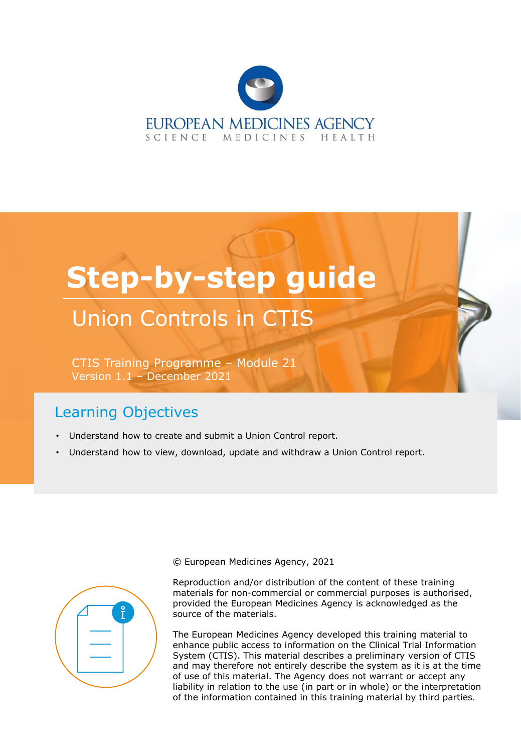EUROPEAN MEDICINES AGENCY

SCIENCE MEDICINES HEALTH

# Step-by-step guide

## Union Controls in CTIS

CTIS Training Programme – Module 21
Version 1.1 – December 2021

### Learning Objectives

- Understand how to create and submit a Union Control report.
- Understand how to view, download, update and withdraw a Union Control report.

© European Medicines Agency, 2021

Reproduction and/or distribution of the content of these training materials for non-commercial or commercial purposes is authorised, provided the European Medicines Agency is acknowledged as the source of the materials.

The European Medicines Agency developed this training material to enhance public access to information on the Clinical Trial Information System (CTIS). This material describes a preliminary version of CTIS and may therefore not entirely describe the system as it is at the time of use of this material. The Agency does not warrant or accept any liability in relation to the use (in part or in whole) or the interpretation of the information contained in this training material by third parties.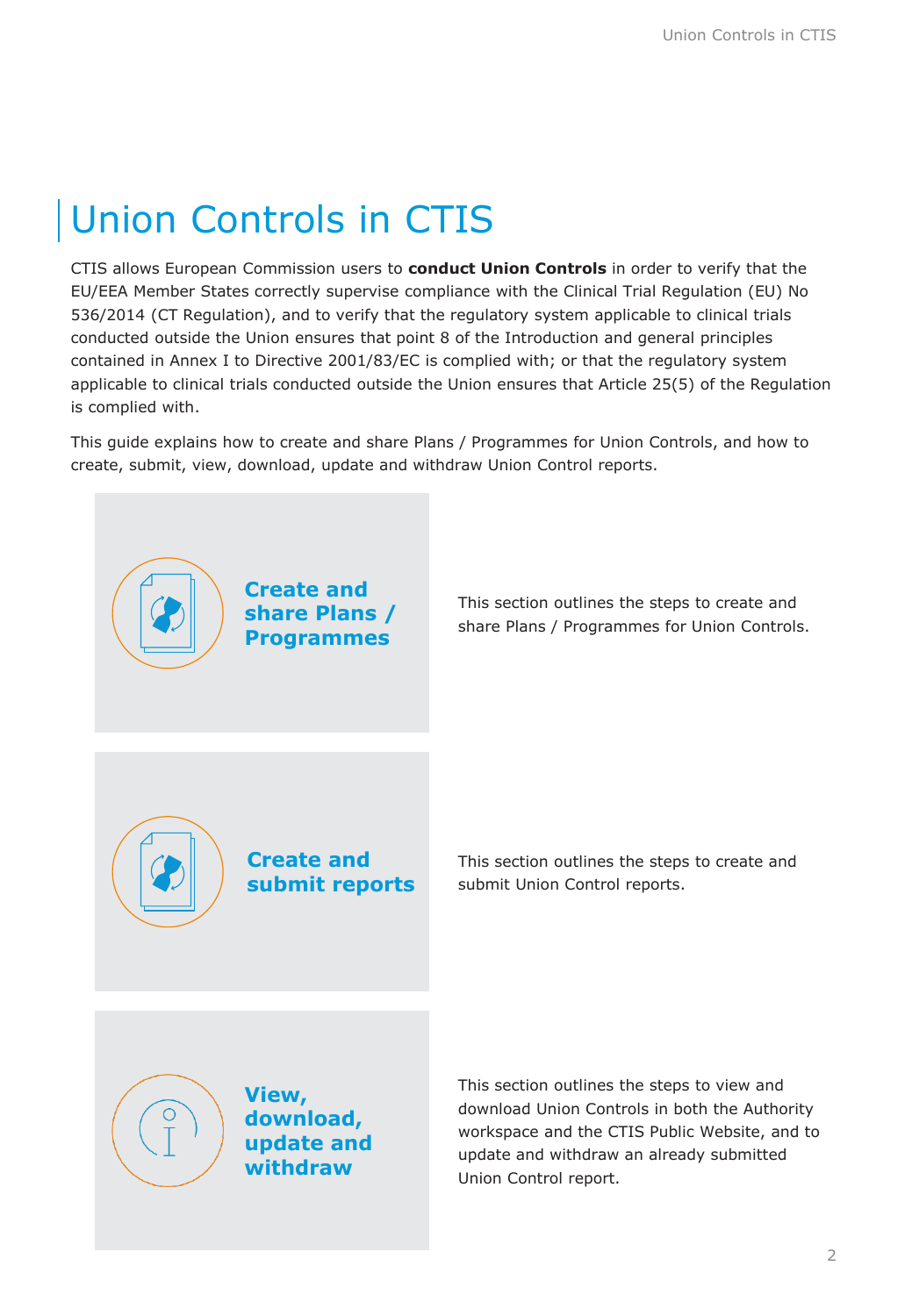# Union Controls in CTIS

CTIS allows European Commission users to **conduct Union Controls** in order to verify that the EU/EEA Member States correctly supervise compliance with the Clinical Trial Regulation (EU) No 536/2014 (CT Regulation), and to verify that the regulatory system applicable to clinical trials conducted outside the Union ensures that point 8 of the Introduction and general principles contained in Annex I to Directive 2001/83/EC is complied with; or that the regulatory system applicable to clinical trials conducted outside the Union ensures that Article 25(5) of the Regulation is complied with.

This guide explains how to create and share Plans / Programmes for Union Controls, and how to create, submit, view, download, update and withdraw Union Control reports.

**Create and share Plans / Programmes**

This section outlines the steps to create and share Plans / Programmes for Union Controls.

**Create and submit reports**

This section outlines the steps to create and submit Union Control reports.

**View, download, update and withdraw**

This section outlines the steps to view and download Union Controls in both the Authority workspace and the CTIS Public Website, and to update and withdraw an already submitted Union Control report.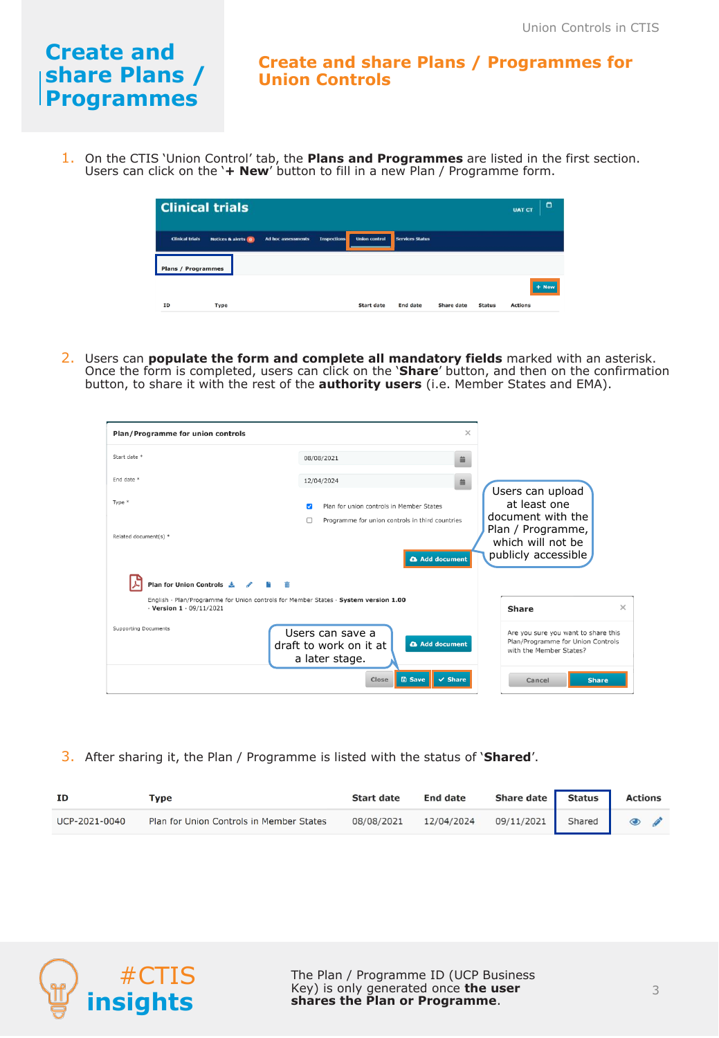# Create and share Plans / Programmes

## Create and share Plans / Programmes for Union Controls

1. On the CTIS 'Union Control' tab, the **Plans and Programmes** are listed in the first section. Users can click on the '**+ New**' button to fill in a new Plan / Programme form.

2. Users can **populate the form and complete all mandatory fields** marked with an asterisk. Once the form is completed, users can click on the '**Share**' button, and then on the confirmation button, to share it with the rest of the **authority users** (i.e. Member States and EMA).

Users can upload at least one document with the Plan / Programme, which will not be publicly accessible

Users can save a draft to work on it at a later stage.

3. After sharing it, the Plan / Programme is listed with the status of '**Shared**'.

| ID | Type | Start date | End date | Share date | Status | Actions |
|---|---|---|---|---|---|---|
| UCP-2021-0040 | Plan for Union Controls in Member States | 08/08/2021 | 12/04/2024 | 09/11/2021 | Shared | |

#CTIS insights

The Plan / Programme ID (UCP Business Key) is only generated once **the user shares the Plan or Programme**.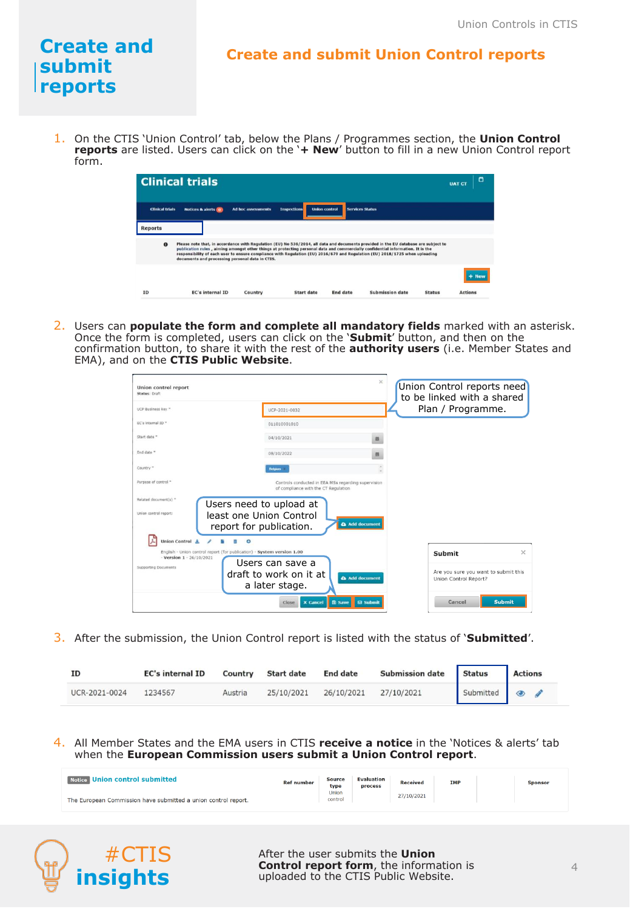# Create and submit reports

## Create and submit Union Control reports

1. On the CTIS 'Union Control' tab, below the Plans / Programmes section, the **Union Control reports** are listed. Users can click on the '**+ New**' button to fill in a new Union Control report form.

2. Users can **populate the form and complete all mandatory fields** marked with an asterisk. Once the form is completed, users can click on the '**Submit**' button, and then on the confirmation button, to share it with the rest of the **authority users** (i.e. Member States and EMA), and on the **CTIS Public Website**.

   Union Control reports need to be linked with a shared Plan / Programme.

   Users need to upload at least one Union Control report for publication.

   Users can save a draft to work on it at a later stage.

3. After the submission, the Union Control report is listed with the status of '**Submitted**'.

| ID | EC's internal ID | Country | Start date | End date | Submission date | Status | Actions |
|---|---|---|---|---|---|---|---|
| UCR-2021-0024 | 1234567 | Austria | 25/10/2021 | 26/10/2021 | 27/10/2021 | Submitted | |

4. All Member States and the EMA users in CTIS **receive a notice** in the 'Notices & alerts' tab when the **European Commission users submit a Union Control report**.

| Notice Union control submitted | Ref number | Source type | Evaluation process | Received | IMP | | Sponsor |
|---|---|---|---|---|---|---|---|
| The European Commission have submitted a union control report. | | Union control | | 27/10/2021 | | | |

#CTIS insights

After the user submits the **Union Control report form**, the information is uploaded to the CTIS Public Website.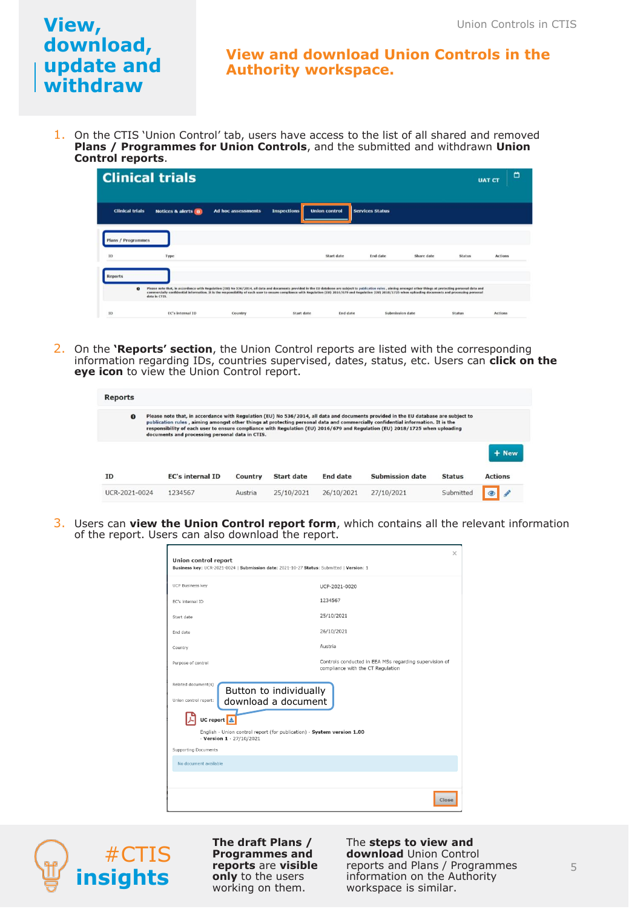# View, download, update and withdraw

## View and download Union Controls in the Authority workspace.

1. On the CTIS 'Union Control' tab, users have access to the list of all shared and removed **Plans / Programmes for Union Controls**, and the submitted and withdrawn **Union Control reports**.

2. On the **'Reports' section**, the Union Control reports are listed with the corresponding information regarding IDs, countries supervised, dates, status, etc. Users can **click on the eye icon** to view the Union Control report.

3. Users can **view the Union Control report form**, which contains all the relevant information of the report. Users can also download the report.

#CTIS insights

**The draft Plans / Programmes and reports are visible only** to the users working on them.

The **steps to view and download** Union Control reports and Plans / Programmes information on the Authority workspace is similar.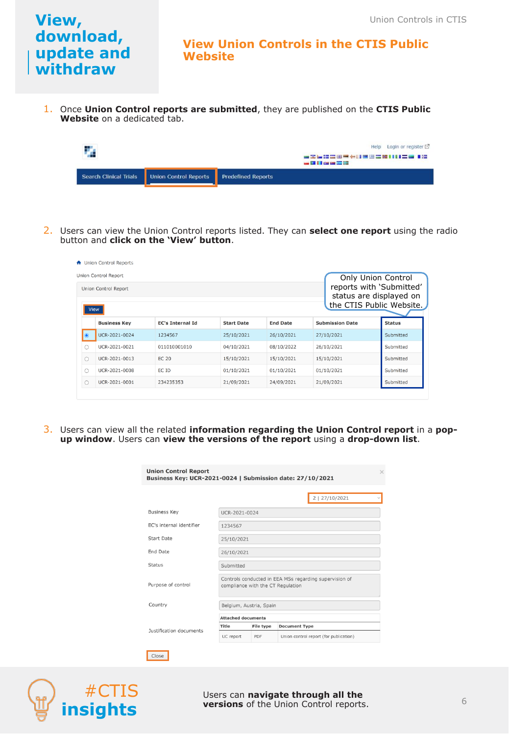# View, download, update and withdraw

## View Union Controls in the CTIS Public Website

1. Once **Union Control reports are submitted**, they are published on the **CTIS Public Website** on a dedicated tab.

Search Clinical Trials | Union Control Reports | Predefined Reports

2. Users can view the Union Control reports listed. They can **select one report** using the radio button and **click on the 'View' button**.

Only Union Control reports with 'Submitted' status are displayed on the CTIS Public Website.

| | Business Key | EC's Internal Id | Start Date | End Date | Submission Date | Status |
|---|---|---|---|---|---|---|
| ◉ | UCR-2021-0024 | 1234567 | 25/10/2021 | 26/10/2021 | 27/10/2021 | Submitted |
| ○ | UCR-2021-0021 | 011010001010 | 04/10/2021 | 08/10/2022 | 26/10/2021 | Submitted |
| ○ | UCR-2021-0013 | EC 20 | 15/10/2021 | 15/10/2021 | 15/10/2021 | Submitted |
| ○ | UCR-2021-0008 | EC ID | 01/10/2021 | 01/10/2021 | 01/10/2021 | Submitted |
| ○ | UCR-2021-0001 | 234235353 | 21/09/2021 | 24/09/2021 | 21/09/2021 | Submitted |

3. Users can view all the related **information regarding the Union Control report** in a **pop-up window**. Users can **view the versions of the report** using a **drop-down list**.

**Union Control Report**
**Business Key: UCR-2021-0024 | Submission date: 27/10/2021**

Version: 2 | 27/10/2021

| Field | Value |
|---|---|
| Business Key | UCR-2021-0024 |
| EC's internal identifier | 1234567 |
| Start Date | 25/10/2021 |
| End Date | 26/10/2021 |
| Status | Submitted |
| Purpose of control | Controls conducted in EEA MSs regarding supervision of compliance with the CT Regulation |
| Country | Belgium, Austria, Spain |

Justification documents – Attached documents:

| Title | File type | Document Type |
|---|---|---|
| UC report | PDF | Union control report (for publication) |

#CTIS insights

Users can **navigate through all the versions** of the Union Control reports.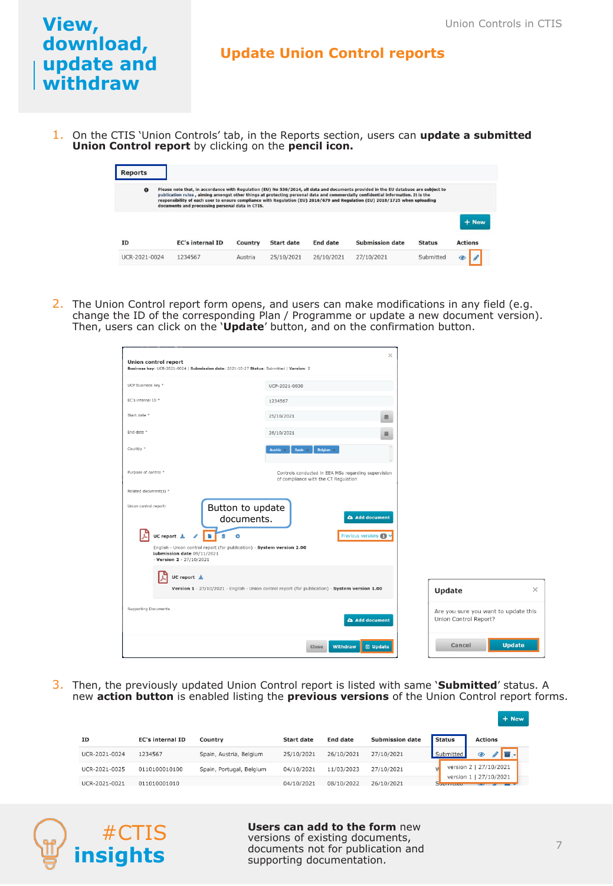# View, download, update and withdraw

## Update Union Control reports

1. On the CTIS 'Union Controls' tab, in the Reports section, users can **update a submitted Union Control report** by clicking on the **pencil icon.**

2. The Union Control report form opens, and users can make modifications in any field (e.g. change the ID of the corresponding Plan / Programme or update a new document version). Then, users can click on the '**Update**' button, and on the confirmation button.

3. Then, the previously updated Union Control report is listed with same '**Submitted**' status. A new **action button** is enabled listing the **previous versions** of the Union Control report forms.

## #CTIS insights

**Users can add to the form** new versions of existing documents, documents not for publication and supporting documentation.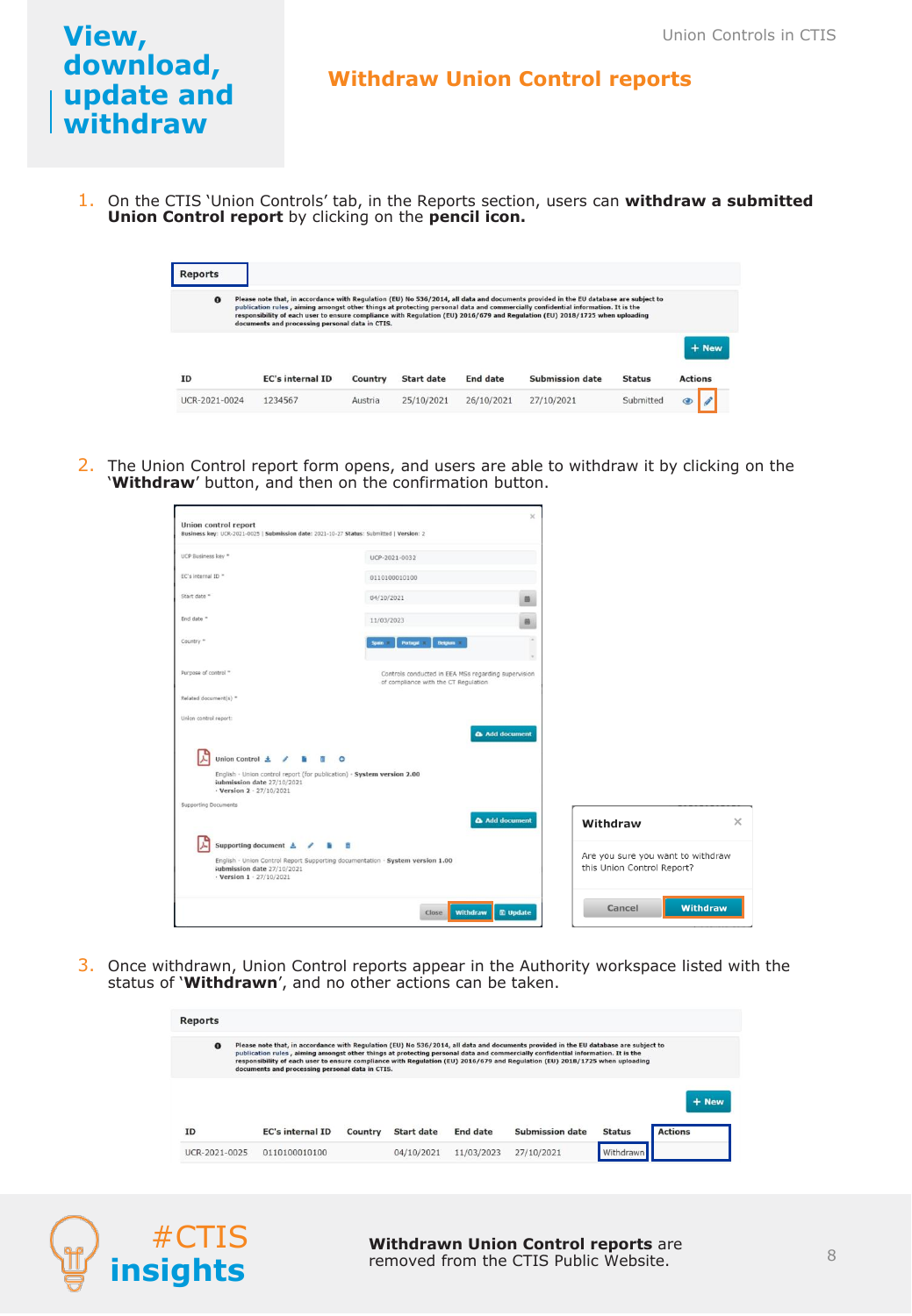# View, download, update and withdraw

## Withdraw Union Control reports

1. On the CTIS 'Union Controls' tab, in the Reports section, users can **withdraw a submitted Union Control report** by clicking on the **pencil icon.**

2. The Union Control report form opens, and users are able to withdraw it by clicking on the '**Withdraw**' button, and then on the confirmation button.

3. Once withdrawn, Union Control reports appear in the Authority workspace listed with the status of '**Withdrawn**', and no other actions can be taken.

#CTIS insights

**Withdrawn Union Control reports** are removed from the CTIS Public Website.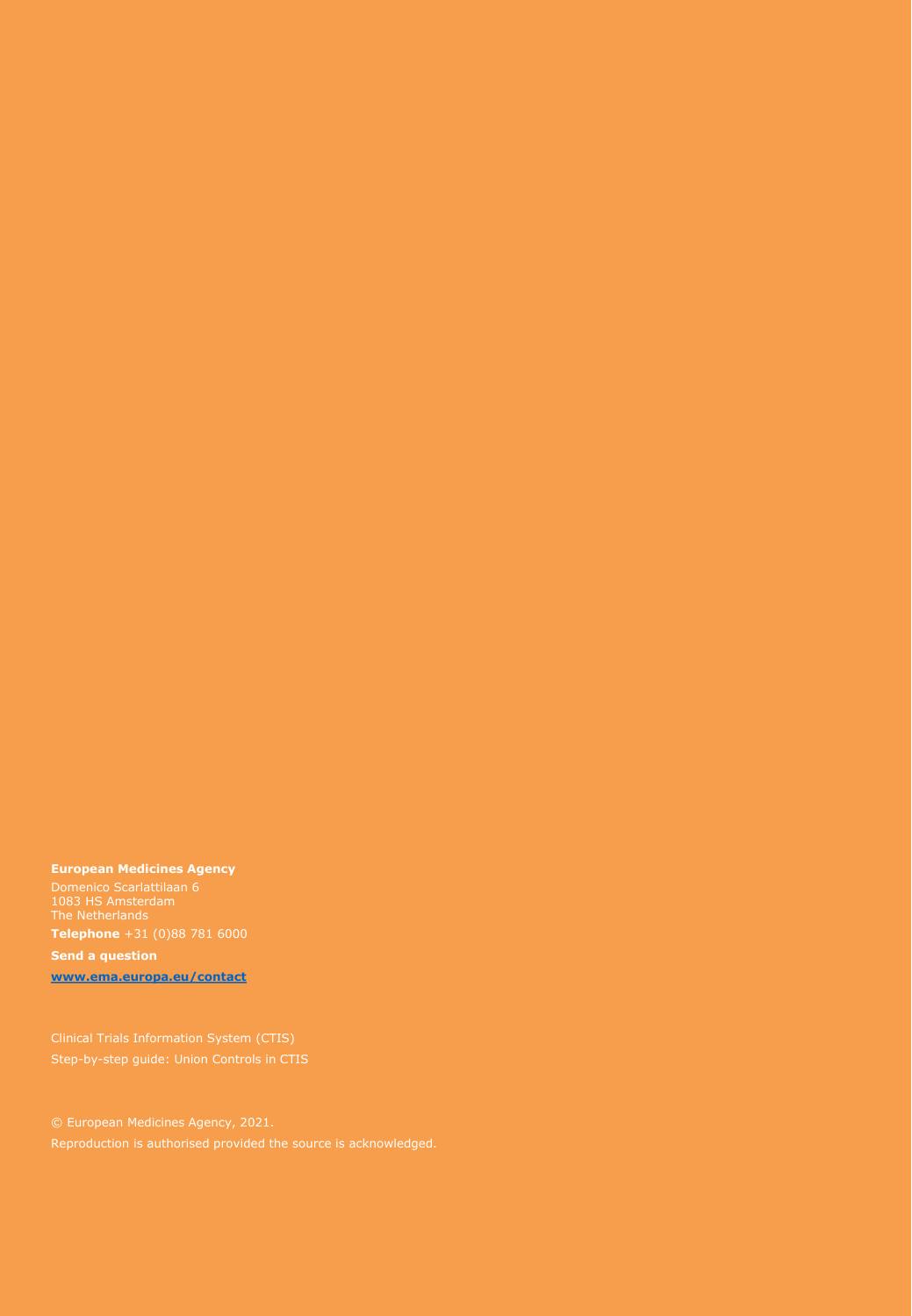**European Medicines Agency**

Domenico Scarlattilaan 6
1083 HS Amsterdam
The Netherlands

**Telephone** +31 (0)88 781 6000

**Send a question**

**www.ema.europa.eu/contact**

Clinical Trials Information System (CTIS)

Step-by-step guide: Union Controls in CTIS

© European Medicines Agency, 2021.

Reproduction is authorised provided the source is acknowledged.